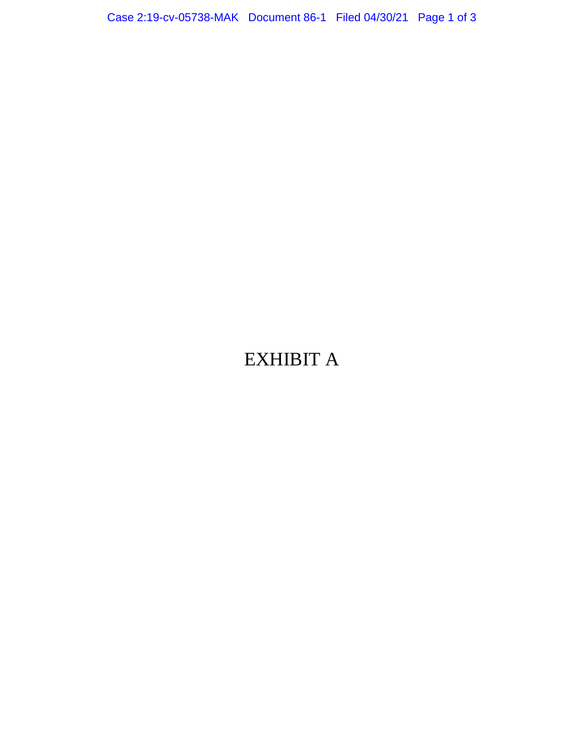# EXHIBIT A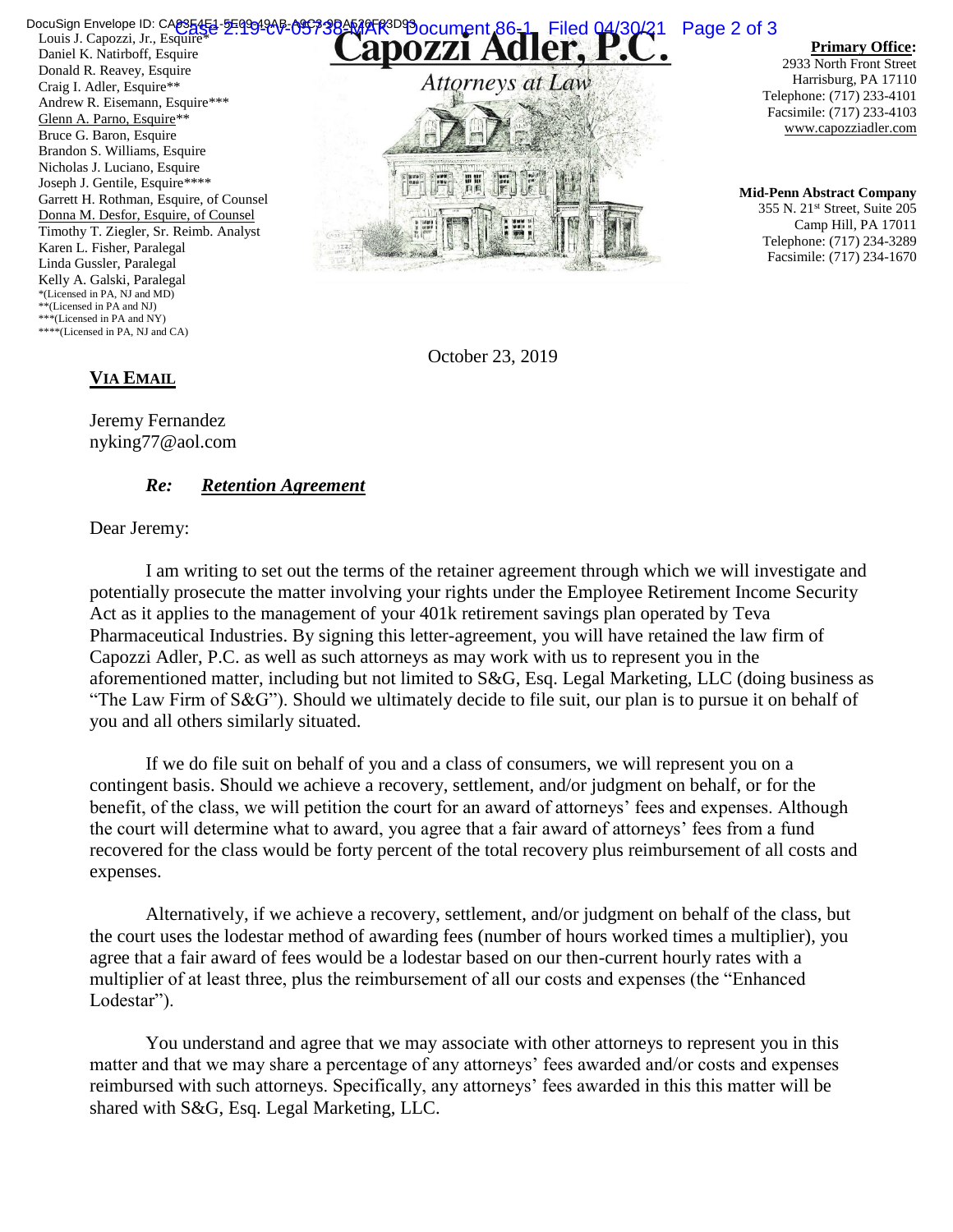Louis J. Capozzi, Jr., Esquire*
Daniel K. Natirboff, Esquire
Donald R. Reavey, Esquire
Craig I. Adler, Esquire**
Andrew R. Eisemann, Esquire***
Glenn A. Parno, Esquire**
Bruce G. Baron, Esquire
Brandon S. Williams, Esquire
Nicholas J. Luciano, Esquire
Joseph J. Gentile, Esquire****
Garrett H. Rothman, Esquire, of Counsel
Donna M. Desfor, Esquire, of Counsel
Timothy T. Ziegler, Sr. Reimb. Analyst
Karen L. Fisher, Paralegal
Linda Gussler, Paralegal
Kelly A. Galski, Paralegal
*(Licensed in PA, NJ and MD)
**(Licensed in PA and NJ)
***(Licensed in PA and NY)
****(Licensed in PA, NJ and CA)

# Capozzi Adler, P.C.

*Attorneys at Law*

**Primary Office:**
2933 North Front Street
Harrisburg, PA 17110
Telephone: (717) 233-4101
Facsimile: (717) 233-4103
www.capozziadler.com

**Mid-Penn Abstract Company**
355 N. 21st Street, Suite 205
Camp Hill, PA 17011
Telephone: (717) 234-3289
Facsimile: (717) 234-1670

October 23, 2019

**VIA EMAIL**

Jeremy Fernandez
nyking77@aol.com

***Re: Retention Agreement***

Dear Jeremy:

I am writing to set out the terms of the retainer agreement through which we will investigate and potentially prosecute the matter involving your rights under the Employee Retirement Income Security Act as it applies to the management of your 401k retirement savings plan operated by Teva Pharmaceutical Industries. By signing this letter-agreement, you will have retained the law firm of Capozzi Adler, P.C. as well as such attorneys as may work with us to represent you in the aforementioned matter, including but not limited to S&G, Esq. Legal Marketing, LLC (doing business as "The Law Firm of S&G"). Should we ultimately decide to file suit, our plan is to pursue it on behalf of you and all others similarly situated.

If we do file suit on behalf of you and a class of consumers, we will represent you on a contingent basis. Should we achieve a recovery, settlement, and/or judgment on behalf, or for the benefit, of the class, we will petition the court for an award of attorneys' fees and expenses. Although the court will determine what to award, you agree that a fair award of attorneys' fees from a fund recovered for the class would be forty percent of the total recovery plus reimbursement of all costs and expenses.

Alternatively, if we achieve a recovery, settlement, and/or judgment on behalf of the class, but the court uses the lodestar method of awarding fees (number of hours worked times a multiplier), you agree that a fair award of fees would be a lodestar based on our then-current hourly rates with a multiplier of at least three, plus the reimbursement of all our costs and expenses (the "Enhanced Lodestar").

You understand and agree that we may associate with other attorneys to represent you in this matter and that we may share a percentage of any attorneys' fees awarded and/or costs and expenses reimbursed with such attorneys. Specifically, any attorneys' fees awarded in this this matter will be shared with S&G, Esq. Legal Marketing, LLC.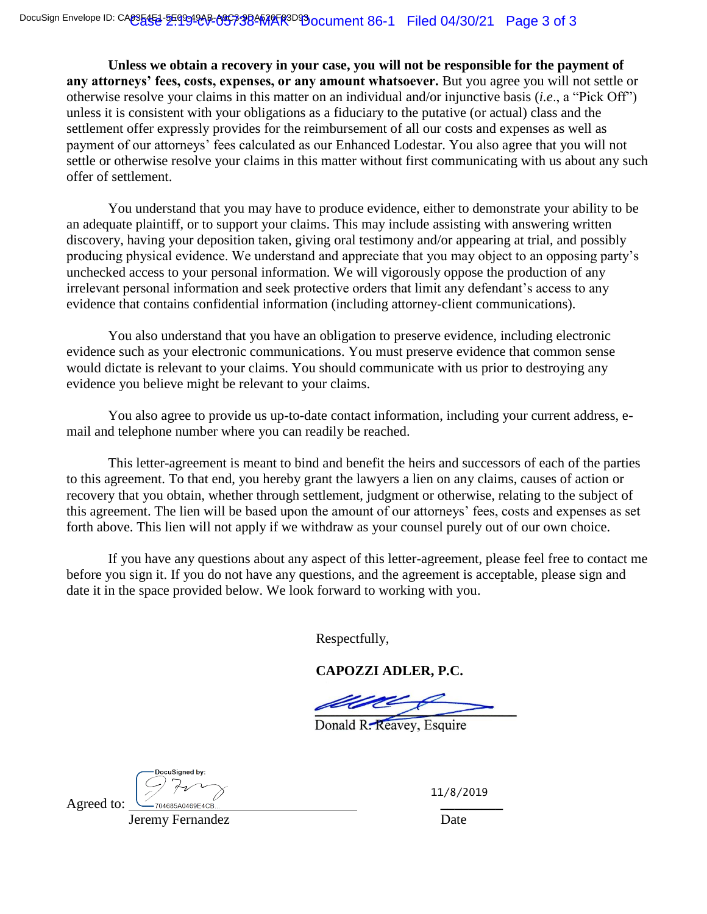**Unless we obtain a recovery in your case, you will not be responsible for the payment of any attorneys' fees, costs, expenses, or any amount whatsoever.** But you agree you will not settle or otherwise resolve your claims in this matter on an individual and/or injunctive basis (*i.e*., a "Pick Off") unless it is consistent with your obligations as a fiduciary to the putative (or actual) class and the settlement offer expressly provides for the reimbursement of all our costs and expenses as well as payment of our attorneys' fees calculated as our Enhanced Lodestar. You also agree that you will not settle or otherwise resolve your claims in this matter without first communicating with us about any such offer of settlement.

You understand that you may have to produce evidence, either to demonstrate your ability to be an adequate plaintiff, or to support your claims. This may include assisting with answering written discovery, having your deposition taken, giving oral testimony and/or appearing at trial, and possibly producing physical evidence. We understand and appreciate that you may object to an opposing party's unchecked access to your personal information. We will vigorously oppose the production of any irrelevant personal information and seek protective orders that limit any defendant's access to any evidence that contains confidential information (including attorney-client communications).

You also understand that you have an obligation to preserve evidence, including electronic evidence such as your electronic communications. You must preserve evidence that common sense would dictate is relevant to your claims. You should communicate with us prior to destroying any evidence you believe might be relevant to your claims.

You also agree to provide us up-to-date contact information, including your current address, e-mail and telephone number where you can readily be reached.

This letter-agreement is meant to bind and benefit the heirs and successors of each of the parties to this agreement. To that end, you hereby grant the lawyers a lien on any claims, causes of action or recovery that you obtain, whether through settlement, judgment or otherwise, relating to the subject of this agreement. The lien will be based upon the amount of our attorneys' fees, costs and expenses as set forth above. This lien will not apply if we withdraw as your counsel purely out of our own choice.

If you have any questions about any aspect of this letter-agreement, please feel free to contact me before you sign it. If you do not have any questions, and the agreement is acceptable, please sign and date it in the space provided below. We look forward to working with you.

Respectfully,

**CAPOZZI ADLER, P.C.**

Donald R. Reavey, Esquire

Agreed to: DocuSigned by: 704685A0469E4CB...
Jeremy Fernandez

11/8/2019
Date